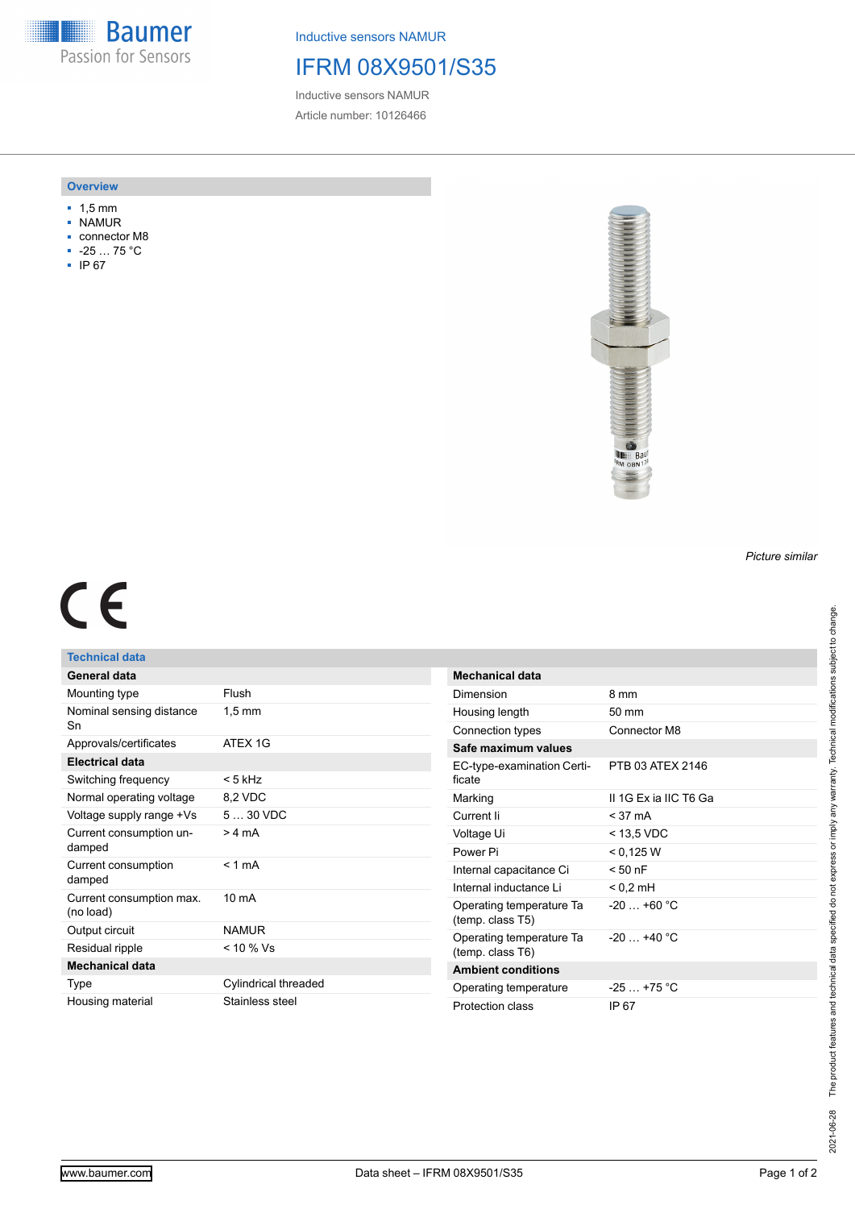Inductive sensors NAMUR

# IFRM 08X9501/S35

Inductive sensors NAMUR

Article number: 10126466

## Overview

- 1,5 mm
- NAMUR
- connector M8
- -25 … 75 °C
- IP 67

*Picture similar*

CE

## Technical data

| General data | |
|---|---|
| Mounting type | Flush |
| Nominal sensing distance Sn | 1,5 mm |
| Approvals/certificates | ATEX 1G |
| **Electrical data** | |
| Switching frequency | < 5 kHz |
| Normal operating voltage | 8,2 VDC |
| Voltage supply range +Vs | 5 … 30 VDC |
| Current consumption undamped | > 4 mA |
| Current consumption damped | < 1 mA |
| Current consumption max. (no load) | 10 mA |
| Output circuit | NAMUR |
| Residual ripple | < 10 % Vs |
| **Mechanical data** | |
| Type | Cylindrical threaded |
| Housing material | Stainless steel |

| Mechanical data | |
|---|---|
| Dimension | 8 mm |
| Housing length | 50 mm |
| Connection types | Connector M8 |
| **Safe maximum values** | |
| EC-type-examination Certificate | PTB 03 ATEX 2146 |
| Marking | II 1G Ex ia IIC T6 Ga |
| Current Ii | < 37 mA |
| Voltage Ui | < 13,5 VDC |
| Power Pi | < 0,125 W |
| Internal capacitance Ci | < 50 nF |
| Internal inductance Li | < 0,2 mH |
| Operating temperature Ta (temp. class T5) | -20 … +60 °C |
| Operating temperature Ta (temp. class T6) | -20 … +40 °C |
| **Ambient conditions** | |
| Operating temperature | -25 … +75 °C |
| Protection class | IP 67 |

2021-06-28 The product features and technical data specified do not express or imply any warranty. Technical modifications subject to change.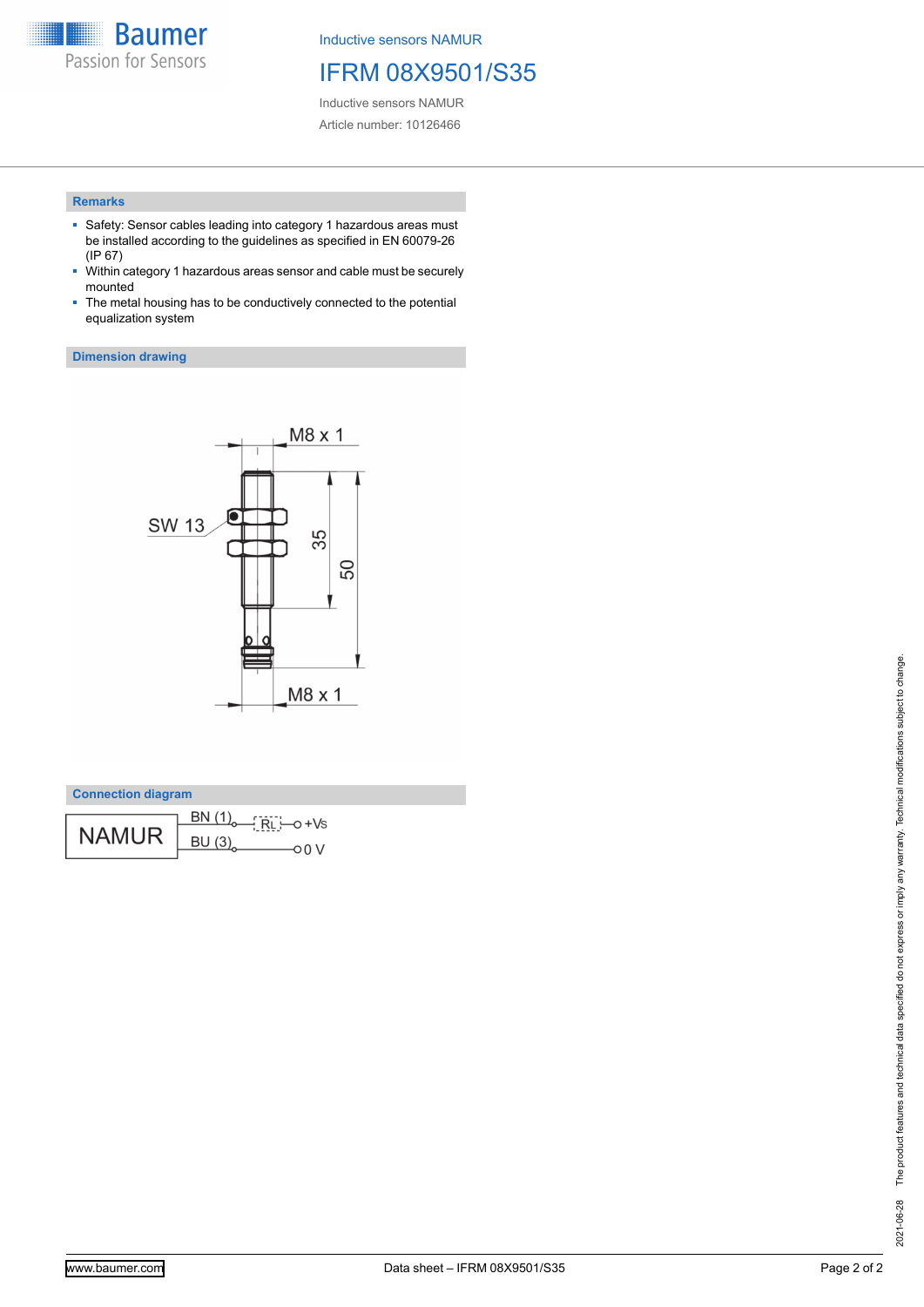Inductive sensors NAMUR

# IFRM 08X9501/S35

Inductive sensors NAMUR

Article number: 10126466

## Remarks

- Safety: Sensor cables leading into category 1 hazardous areas must be installed according to the guidelines as specified in EN 60079-26 (IP 67)
- Within category 1 hazardous areas sensor and cable must be securely mounted
- The metal housing has to be conductively connected to the potential equalization system

## Dimension drawing

M8 x 1

SW 13

35

50

M8 x 1

## Connection diagram

NAMUR

BN (1)

RL

+Vs

BU (3)

0 V

2021-06-28 The product features and technical data specified do not express or imply any warranty. Technical modifications subject to change.

www.baumer.com

Data sheet – IFRM 08X9501/S35